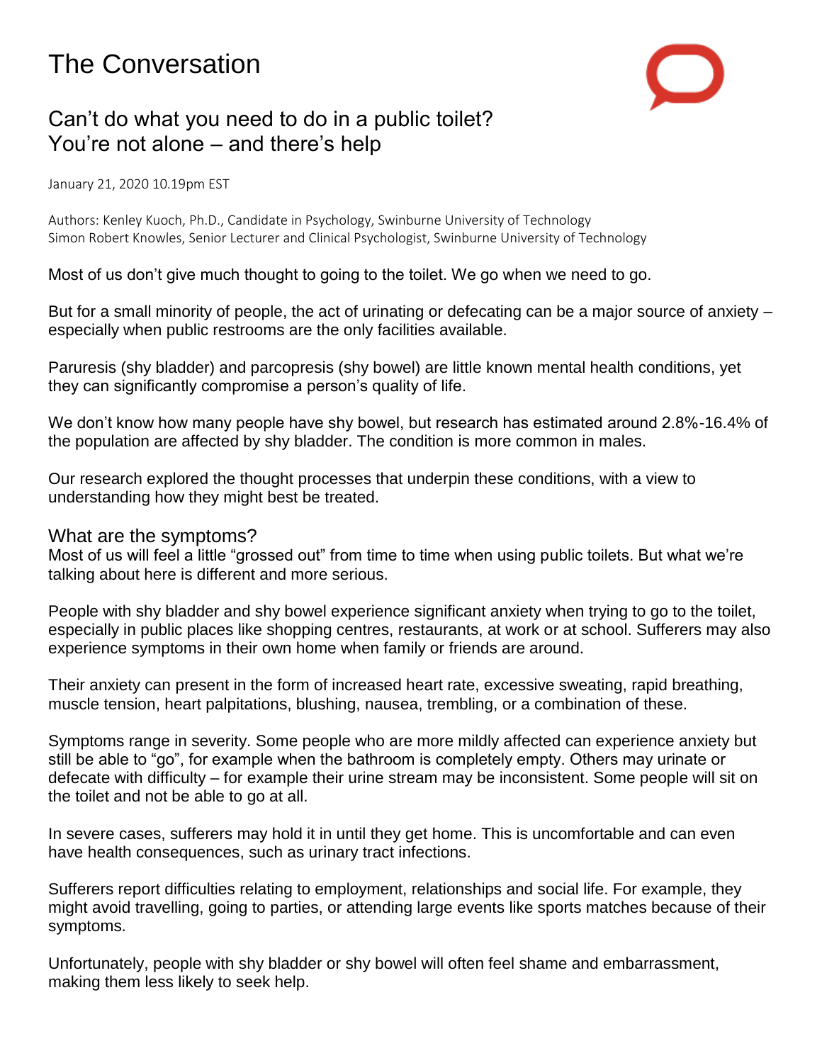# The Conversation

## Can't do what you need to do in a public toilet? You're not alone – and there's help

January 21, 2020 10.19pm EST

Authors: Kenley Kuoch, Ph.D., Candidate in Psychology, Swinburne University of Technology
Simon Robert Knowles, Senior Lecturer and Clinical Psychologist, Swinburne University of Technology

Most of us don't give much thought to going to the toilet. We go when we need to go.

But for a small minority of people, the act of urinating or defecating can be a major source of anxiety – especially when public restrooms are the only facilities available.

Paruresis (shy bladder) and parcopresis (shy bowel) are little known mental health conditions, yet they can significantly compromise a person's quality of life.

We don't know how many people have shy bowel, but research has estimated around 2.8%-16.4% of the population are affected by shy bladder. The condition is more common in males.

Our research explored the thought processes that underpin these conditions, with a view to understanding how they might best be treated.

### What are the symptoms?

Most of us will feel a little "grossed out" from time to time when using public toilets. But what we're talking about here is different and more serious.

People with shy bladder and shy bowel experience significant anxiety when trying to go to the toilet, especially in public places like shopping centres, restaurants, at work or at school. Sufferers may also experience symptoms in their own home when family or friends are around.

Their anxiety can present in the form of increased heart rate, excessive sweating, rapid breathing, muscle tension, heart palpitations, blushing, nausea, trembling, or a combination of these.

Symptoms range in severity. Some people who are more mildly affected can experience anxiety but still be able to "go", for example when the bathroom is completely empty. Others may urinate or defecate with difficulty – for example their urine stream may be inconsistent. Some people will sit on the toilet and not be able to go at all.

In severe cases, sufferers may hold it in until they get home. This is uncomfortable and can even have health consequences, such as urinary tract infections.

Sufferers report difficulties relating to employment, relationships and social life. For example, they might avoid travelling, going to parties, or attending large events like sports matches because of their symptoms.

Unfortunately, people with shy bladder or shy bowel will often feel shame and embarrassment, making them less likely to seek help.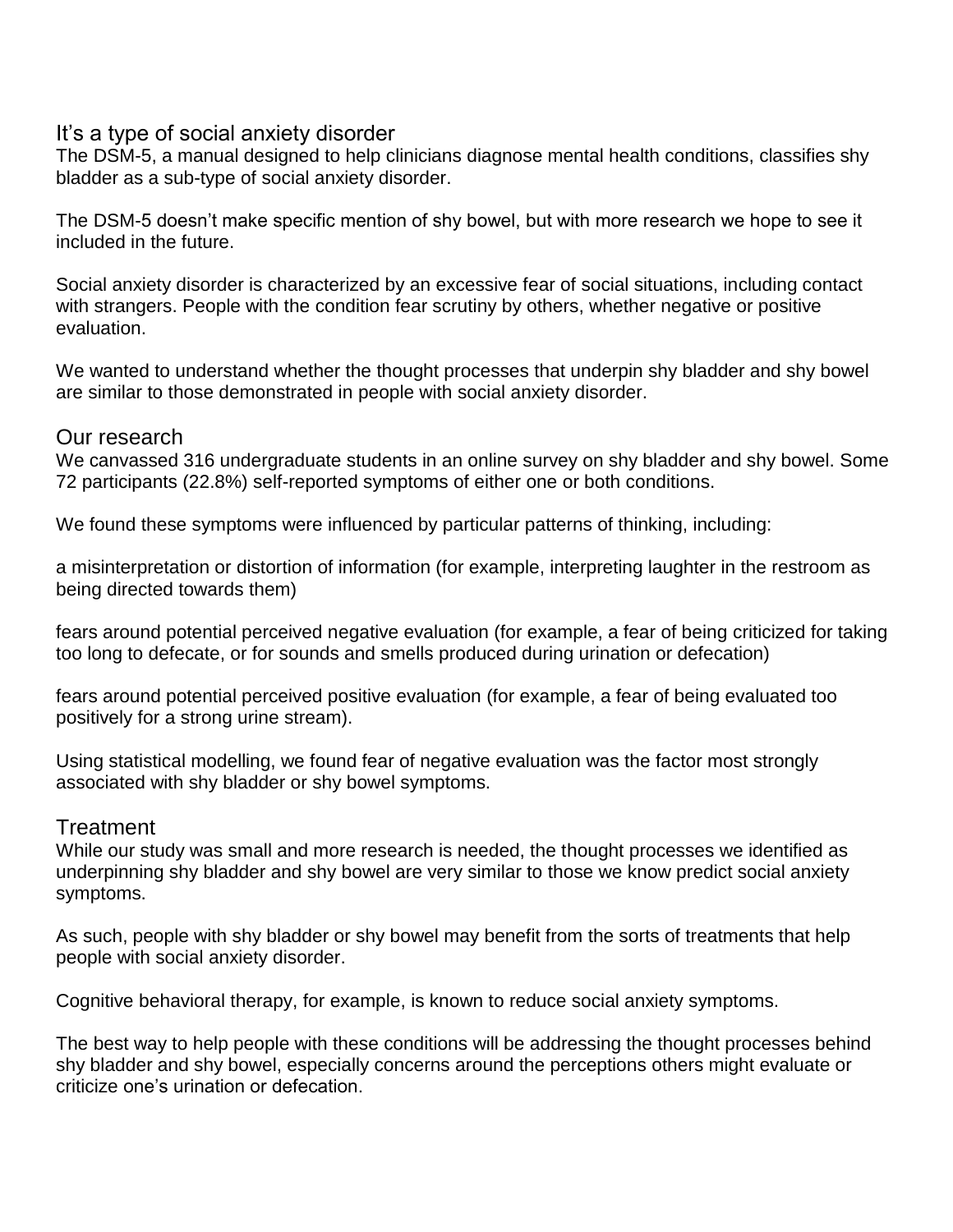## It's a type of social anxiety disorder

The DSM-5, a manual designed to help clinicians diagnose mental health conditions, classifies shy bladder as a sub-type of social anxiety disorder.

The DSM-5 doesn't make specific mention of shy bowel, but with more research we hope to see it included in the future.

Social anxiety disorder is characterized by an excessive fear of social situations, including contact with strangers. People with the condition fear scrutiny by others, whether negative or positive evaluation.

We wanted to understand whether the thought processes that underpin shy bladder and shy bowel are similar to those demonstrated in people with social anxiety disorder.

## Our research

We canvassed 316 undergraduate students in an online survey on shy bladder and shy bowel. Some 72 participants (22.8%) self-reported symptoms of either one or both conditions.

We found these symptoms were influenced by particular patterns of thinking, including:

a misinterpretation or distortion of information (for example, interpreting laughter in the restroom as being directed towards them)

fears around potential perceived negative evaluation (for example, a fear of being criticized for taking too long to defecate, or for sounds and smells produced during urination or defecation)

fears around potential perceived positive evaluation (for example, a fear of being evaluated too positively for a strong urine stream).

Using statistical modelling, we found fear of negative evaluation was the factor most strongly associated with shy bladder or shy bowel symptoms.

## Treatment

While our study was small and more research is needed, the thought processes we identified as underpinning shy bladder and shy bowel are very similar to those we know predict social anxiety symptoms.

As such, people with shy bladder or shy bowel may benefit from the sorts of treatments that help people with social anxiety disorder.

Cognitive behavioral therapy, for example, is known to reduce social anxiety symptoms.

The best way to help people with these conditions will be addressing the thought processes behind shy bladder and shy bowel, especially concerns around the perceptions others might evaluate or criticize one's urination or defecation.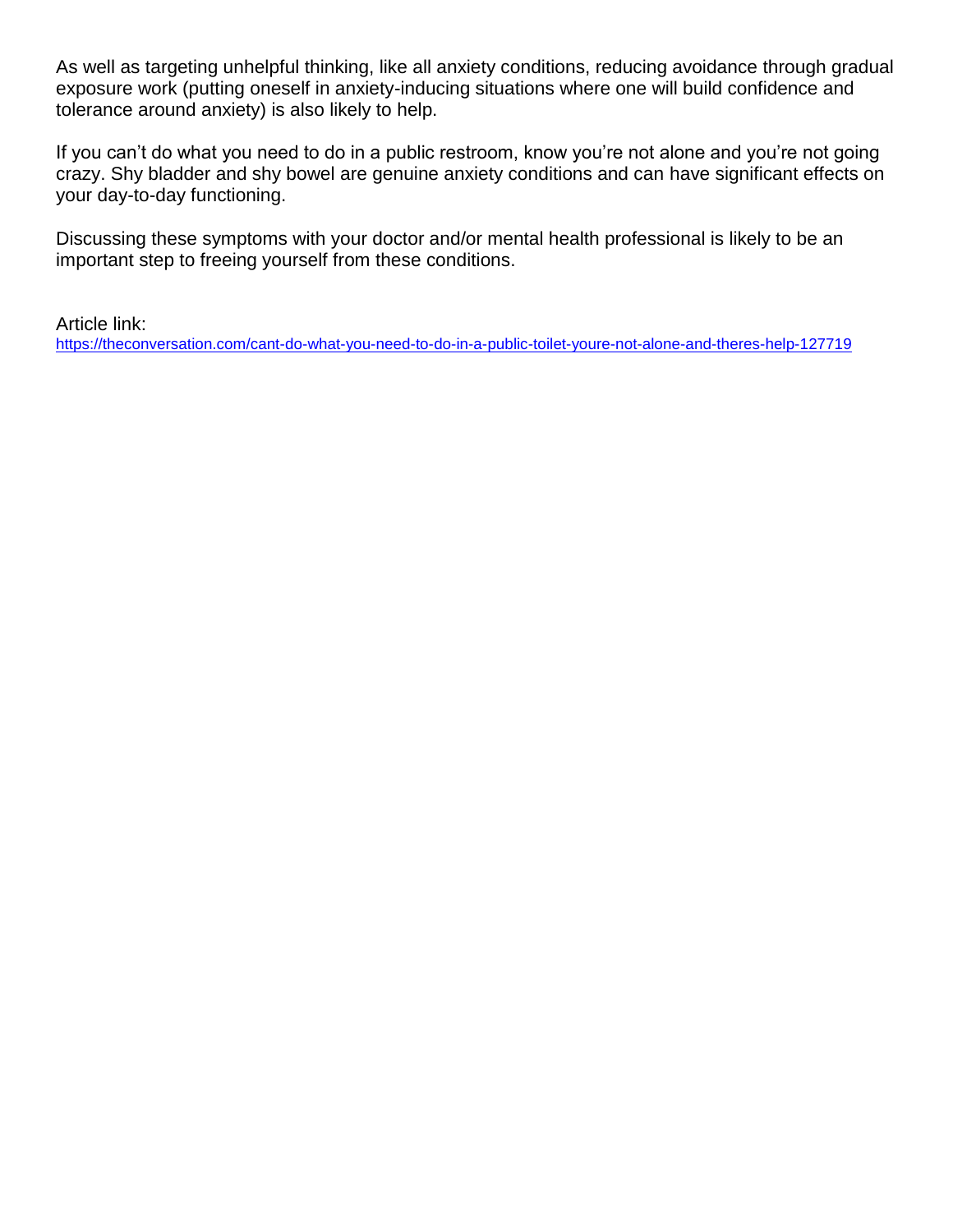As well as targeting unhelpful thinking, like all anxiety conditions, reducing avoidance through gradual exposure work (putting oneself in anxiety-inducing situations where one will build confidence and tolerance around anxiety) is also likely to help.

If you can't do what you need to do in a public restroom, know you're not alone and you're not going crazy. Shy bladder and shy bowel are genuine anxiety conditions and can have significant effects on your day-to-day functioning.

Discussing these symptoms with your doctor and/or mental health professional is likely to be an important step to freeing yourself from these conditions.

Article link:
https://theconversation.com/cant-do-what-you-need-to-do-in-a-public-toilet-youre-not-alone-and-theres-help-127719